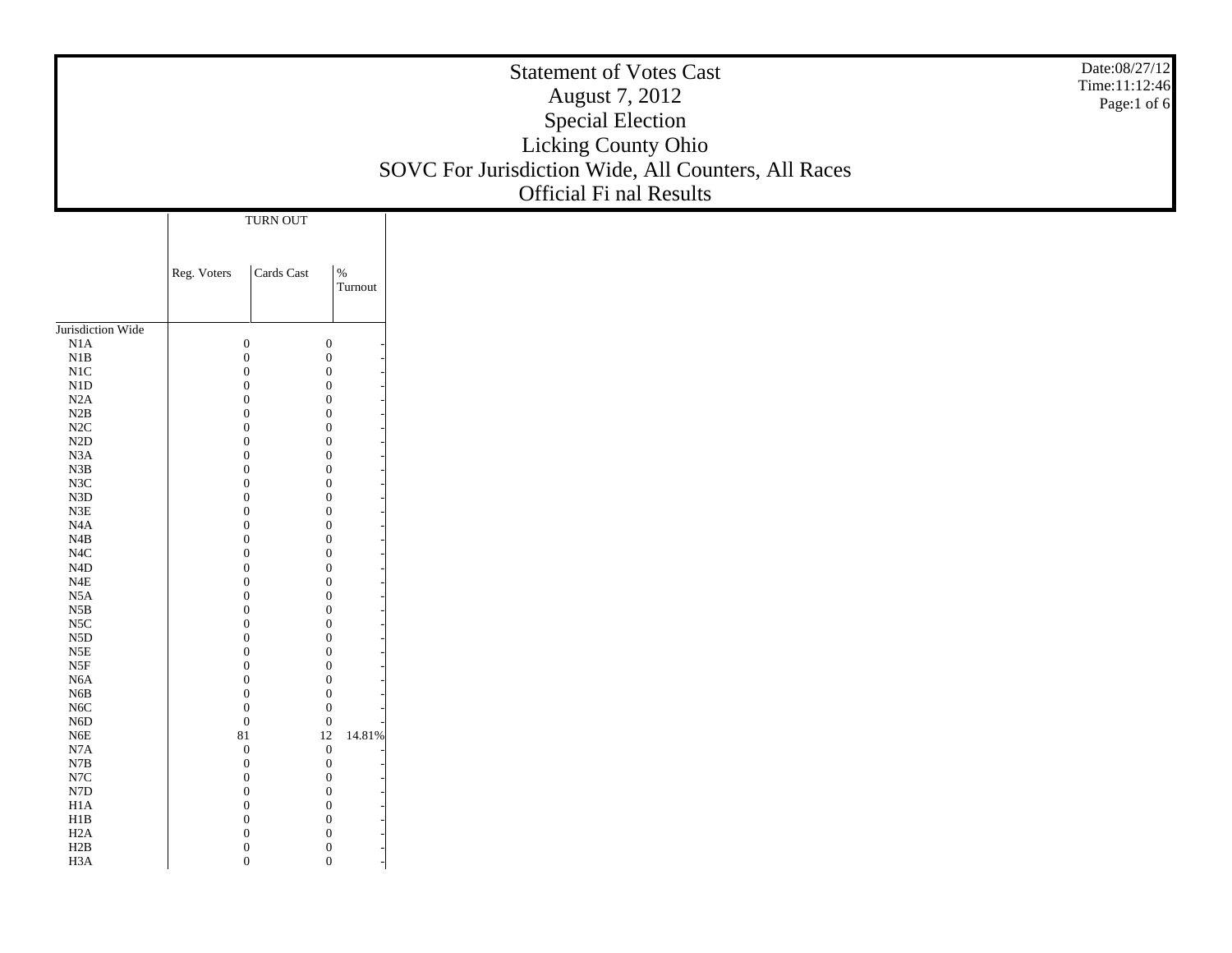# Statement of Votes Cast
## August 7, 2012
## Special Election
## Licking County Ohio
## SOVC For Jurisdiction Wide, All Counters, All Races
## Official Fi nal Results

Date:08/27/12
Time:11:12:46

| | TURN OUT | | |
|---|---|---|---|
| | Reg. Voters | Cards Cast | % Turnout |
| Jurisdiction Wide | | | |
| N1A | 0 | 0 | - |
| N1B | 0 | 0 | - |
| N1C | 0 | 0 | - |
| N1D | 0 | 0 | - |
| N2A | 0 | 0 | - |
| N2B | 0 | 0 | - |
| N2C | 0 | 0 | - |
| N2D | 0 | 0 | - |
| N3A | 0 | 0 | - |
| N3B | 0 | 0 | - |
| N3C | 0 | 0 | - |
| N3D | 0 | 0 | - |
| N3E | 0 | 0 | - |
| N4A | 0 | 0 | - |
| N4B | 0 | 0 | - |
| N4C | 0 | 0 | - |
| N4D | 0 | 0 | - |
| N4E | 0 | 0 | - |
| N5A | 0 | 0 | - |
| N5B | 0 | 0 | - |
| N5C | 0 | 0 | - |
| N5D | 0 | 0 | - |
| N5E | 0 | 0 | - |
| N5F | 0 | 0 | - |
| N6A | 0 | 0 | - |
| N6B | 0 | 0 | - |
| N6C | 0 | 0 | - |
| N6D | 0 | 0 | - |
| N6E | 81 | 12 | 14.81% |
| N7A | 0 | 0 | - |
| N7B | 0 | 0 | - |
| N7C | 0 | 0 | - |
| N7D | 0 | 0 | - |
| H1A | 0 | 0 | - |
| H1B | 0 | 0 | - |
| H2A | 0 | 0 | - |
| H2B | 0 | 0 | - |
| H3A | 0 | 0 | - |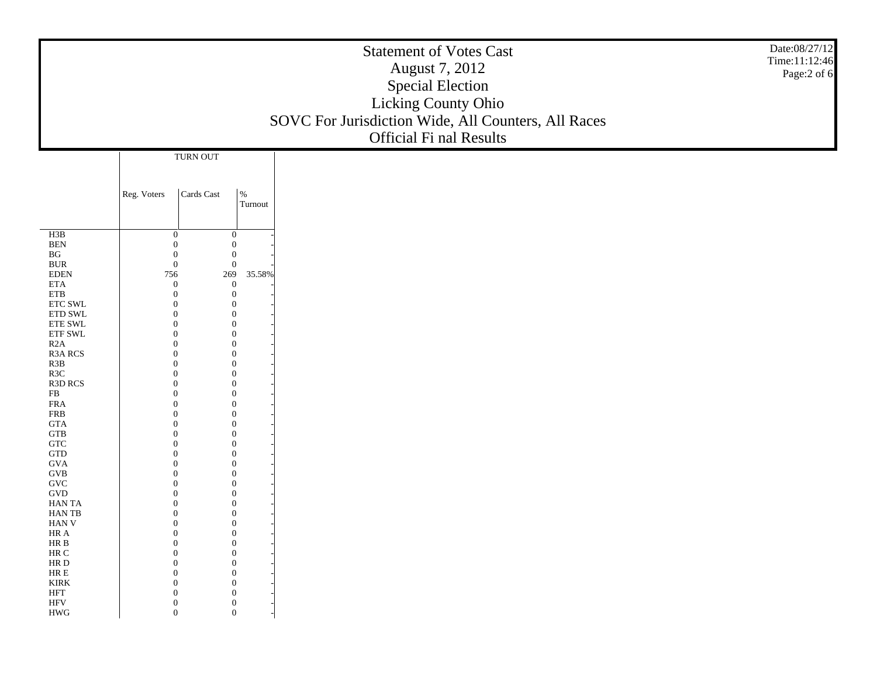# Statement of Votes Cast

## August 7, 2012

## Special Election

## Licking County Ohio

## SOVC For Jurisdiction Wide, All Counters, All Races

## Official Fi nal Results

Date:08/27/12
Time:11:12:46

| | TURN OUT | | |
|---|---|---|---|
| | Reg. Voters | Cards Cast | % Turnout |
| H3B | 0 | 0 | - |
| BEN | 0 | 0 | - |
| BG | 0 | 0 | - |
| BUR | 0 | 0 | - |
| EDEN | 756 | 269 | 35.58% |
| ETA | 0 | 0 | - |
| ETB | 0 | 0 | - |
| ETC SWL | 0 | 0 | - |
| ETD SWL | 0 | 0 | - |
| ETE SWL | 0 | 0 | - |
| ETF SWL | 0 | 0 | - |
| R2A | 0 | 0 | - |
| R3A RCS | 0 | 0 | - |
| R3B | 0 | 0 | - |
| R3C | 0 | 0 | - |
| R3D RCS | 0 | 0 | - |
| FB | 0 | 0 | - |
| FRA | 0 | 0 | - |
| FRB | 0 | 0 | - |
| GTA | 0 | 0 | - |
| GTB | 0 | 0 | - |
| GTC | 0 | 0 | - |
| GTD | 0 | 0 | - |
| GVA | 0 | 0 | - |
| GVB | 0 | 0 | - |
| GVC | 0 | 0 | - |
| GVD | 0 | 0 | - |
| HAN TA | 0 | 0 | - |
| HAN TB | 0 | 0 | - |
| HAN V | 0 | 0 | - |
| HR A | 0 | 0 | - |
| HR B | 0 | 0 | - |
| HR C | 0 | 0 | - |
| HR D | 0 | 0 | - |
| HR E | 0 | 0 | - |
| KIRK | 0 | 0 | - |
| HFT | 0 | 0 | - |
| HFV | 0 | 0 | - |
| HWG | 0 | 0 | - |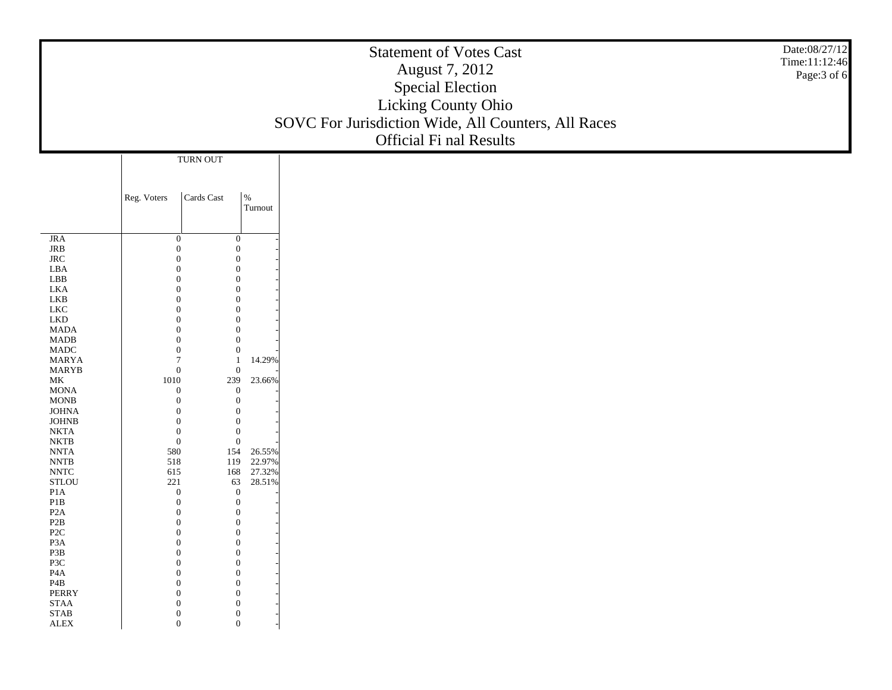# Statement of Votes Cast
## August 7, 2012
## Special Election
## Licking County Ohio
## SOVC For Jurisdiction Wide, All Counters, All Races
## Official Fi nal Results

Date:08/27/12
Time:11:12:46

| | TURN OUT | | |
|---|---|---|---|
| | Reg. Voters | Cards Cast | % Turnout |
| JRA | 0 | 0 | - |
| JRB | 0 | 0 | - |
| JRC | 0 | 0 | - |
| LBA | 0 | 0 | - |
| LBB | 0 | 0 | - |
| LKA | 0 | 0 | - |
| LKB | 0 | 0 | - |
| LKC | 0 | 0 | - |
| LKD | 0 | 0 | - |
| MADA | 0 | 0 | - |
| MADB | 0 | 0 | - |
| MADC | 0 | 0 | - |
| MARYA | 7 | 1 | 14.29% |
| MARYB | 0 | 0 | - |
| MK | 1010 | 239 | 23.66% |
| MONA | 0 | 0 | - |
| MONB | 0 | 0 | - |
| JOHNA | 0 | 0 | - |
| JOHNB | 0 | 0 | - |
| NKTA | 0 | 0 | - |
| NKTB | 0 | 0 | - |
| NNTA | 580 | 154 | 26.55% |
| NNTB | 518 | 119 | 22.97% |
| NNTC | 615 | 168 | 27.32% |
| STLOU | 221 | 63 | 28.51% |
| P1A | 0 | 0 | - |
| P1B | 0 | 0 | - |
| P2A | 0 | 0 | - |
| P2B | 0 | 0 | - |
| P2C | 0 | 0 | - |
| P3A | 0 | 0 | - |
| P3B | 0 | 0 | - |
| P3C | 0 | 0 | - |
| P4A | 0 | 0 | - |
| P4B | 0 | 0 | - |
| PERRY | 0 | 0 | - |
| STAA | 0 | 0 | - |
| STAB | 0 | 0 | - |
| ALEX | 0 | 0 | - |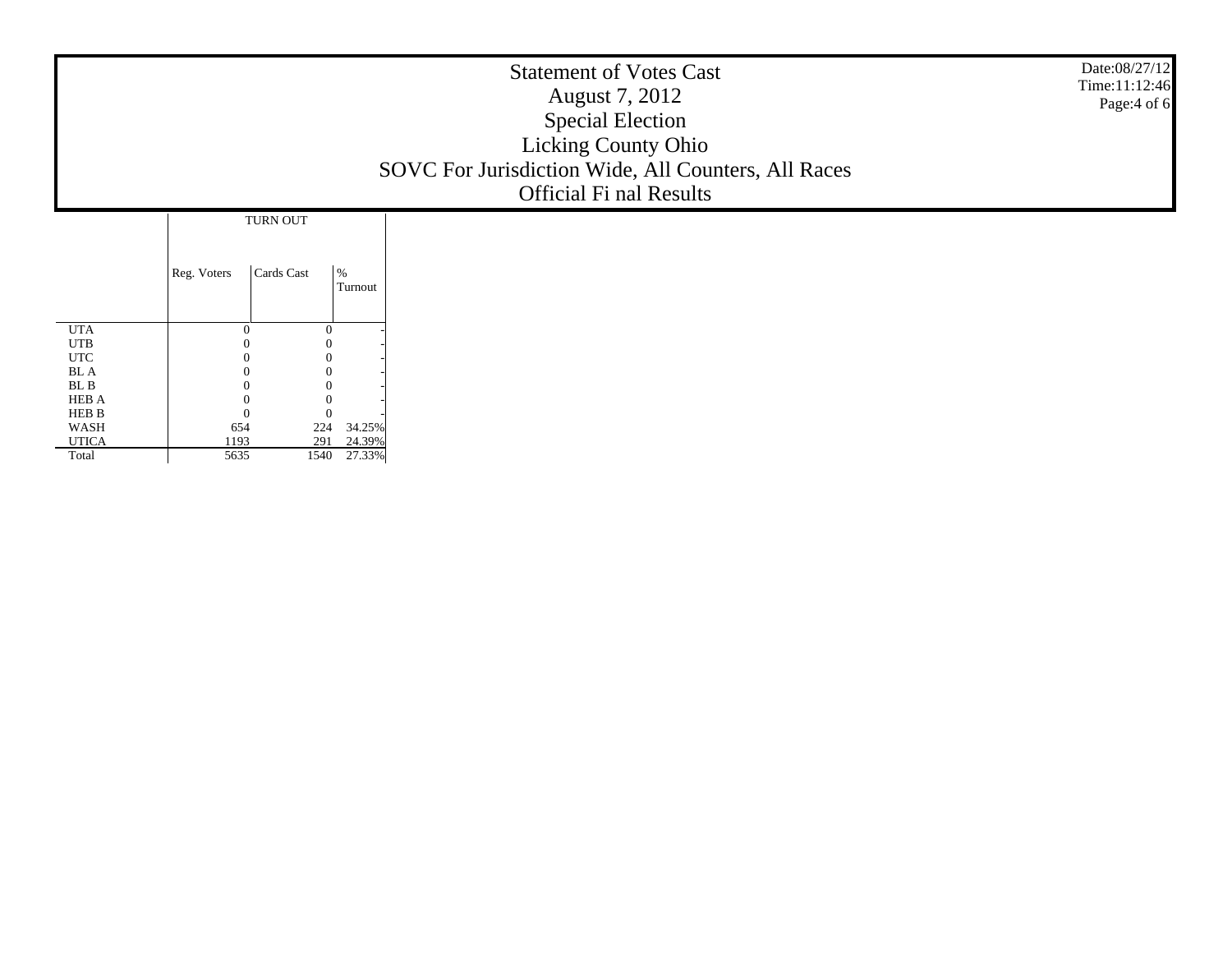# Statement of Votes Cast
## August 7, 2012
## Special Election
## Licking County Ohio
## SOVC For Jurisdiction Wide, All Counters, All Races
## Official Fi nal Results

Date:08/27/12
Time:11:12:46

| | TURN OUT | | |
|---|---|---|---|
| | Reg. Voters | Cards Cast | % Turnout |
| UTA | 0 | 0 | - |
| UTB | 0 | 0 | - |
| UTC | 0 | 0 | - |
| BL A | 0 | 0 | - |
| BL B | 0 | 0 | - |
| HEB A | 0 | 0 | - |
| HEB B | 0 | 0 | - |
| WASH | 654 | 224 | 34.25% |
| UTICA | 1193 | 291 | 24.39% |
| Total | 5635 | 1540 | 27.33% |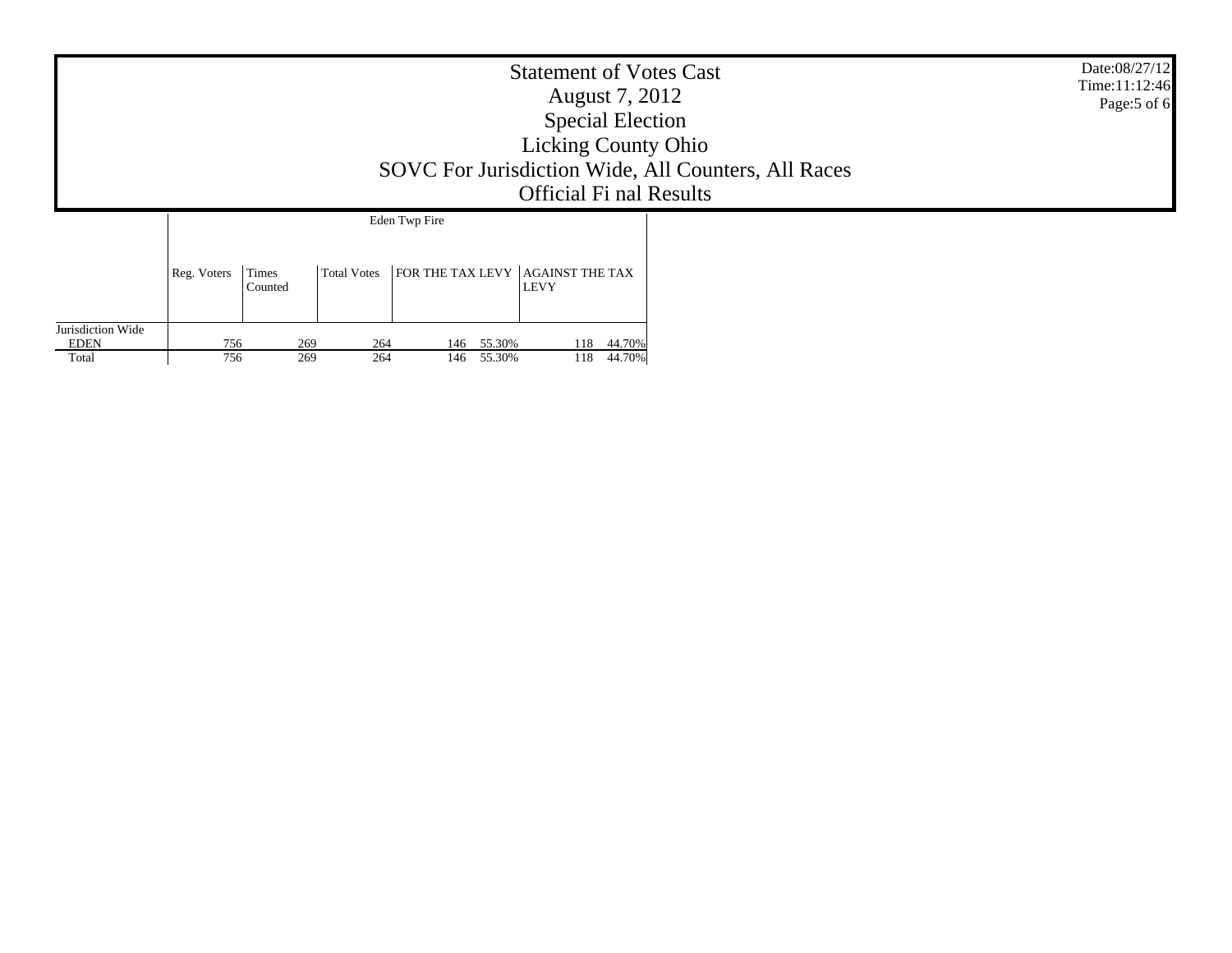# Statement of Votes Cast
## August 7, 2012
## Special Election
## Licking County Ohio
## SOVC For Jurisdiction Wide, All Counters, All Races
## Official Fi nal Results

| | Eden Twp Fire | | | | | | |
|---|---|---|---|---|---|---|---|
| | Reg. Voters | Times Counted | Total Votes | FOR THE TAX LEVY | | AGAINST THE TAX LEVY | |
| Jurisdiction Wide | | | | | | | |
| EDEN | 756 | 269 | 264 | 146 | 55.30% | 118 | 44.70% |
| Total | 756 | 269 | 264 | 146 | 55.30% | 118 | 44.70% |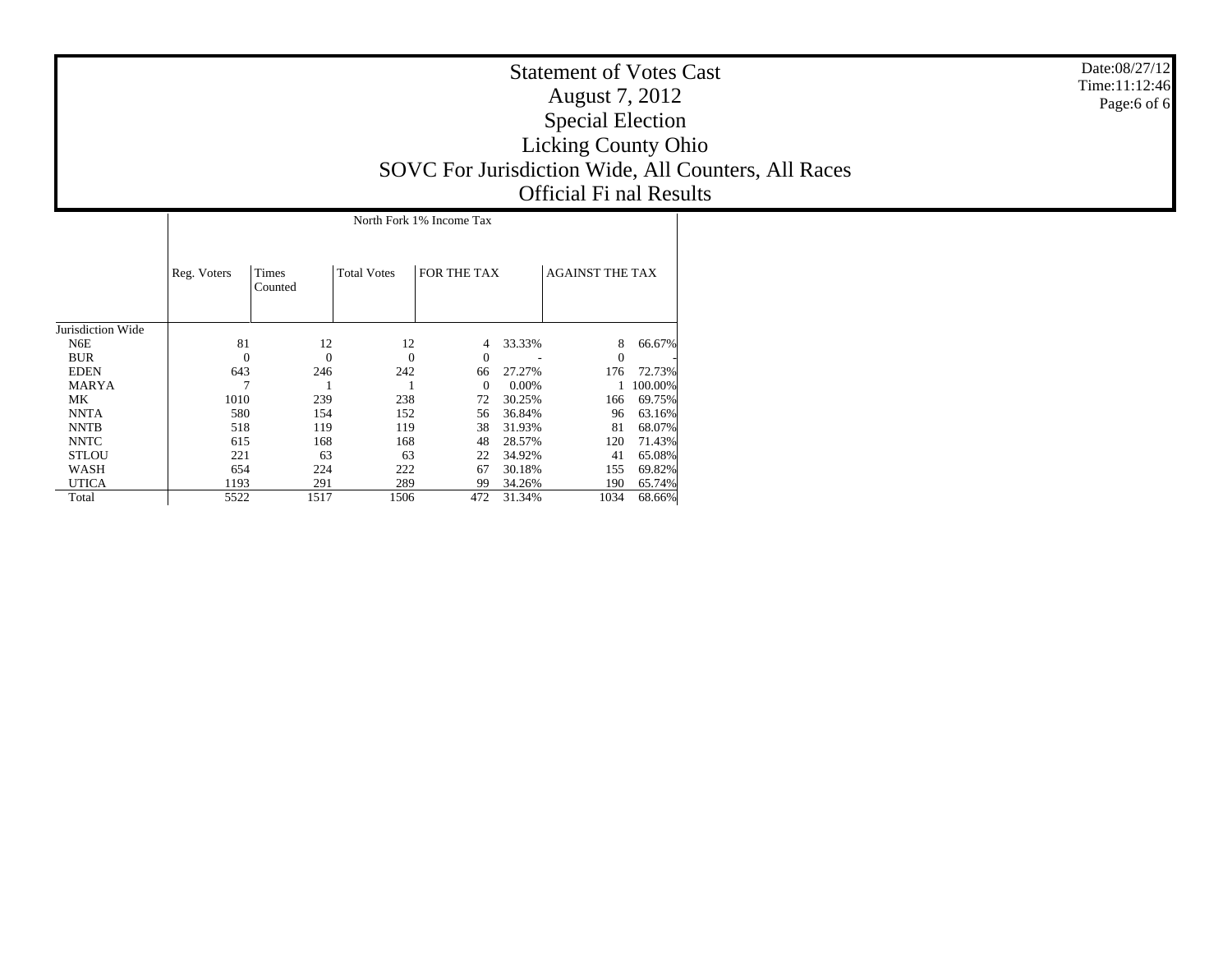# Statement of Votes Cast
## August 7, 2012
## Special Election
## Licking County Ohio
## SOVC For Jurisdiction Wide, All Counters, All Races
## Official Fi nal Results

Date:08/27/12
Time:11:12:46

| | North Fork 1% Income Tax | | | | | | |
|---|---|---|---|---|---|---|---|
| | Reg. Voters | Times Counted | Total Votes | FOR THE TAX | | AGAINST THE TAX | |
| Jurisdiction Wide | | | | | | | |
| N6E | 81 | 12 | 12 | 4 | 33.33% | 8 | 66.67% |
| BUR | 0 | 0 | 0 | 0 | - | 0 | - |
| EDEN | 643 | 246 | 242 | 66 | 27.27% | 176 | 72.73% |
| MARYA | 7 | 1 | 1 | 0 | 0.00% | 1 | 100.00% |
| MK | 1010 | 239 | 238 | 72 | 30.25% | 166 | 69.75% |
| NNTA | 580 | 154 | 152 | 56 | 36.84% | 96 | 63.16% |
| NNTB | 518 | 119 | 119 | 38 | 31.93% | 81 | 68.07% |
| NNTC | 615 | 168 | 168 | 48 | 28.57% | 120 | 71.43% |
| STLOU | 221 | 63 | 63 | 22 | 34.92% | 41 | 65.08% |
| WASH | 654 | 224 | 222 | 67 | 30.18% | 155 | 69.82% |
| UTICA | 1193 | 291 | 289 | 99 | 34.26% | 190 | 65.74% |
| Total | 5522 | 1517 | 1506 | 472 | 31.34% | 1034 | 68.66% |